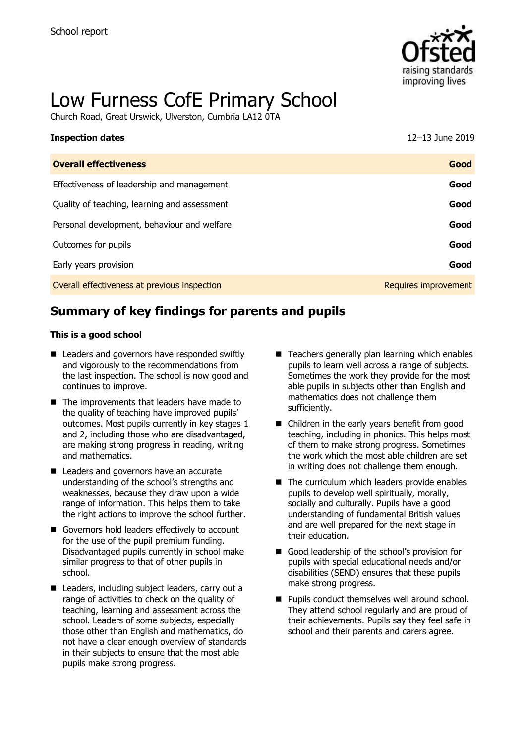School report

# Low Furness CofE Primary School

Church Road, Great Urswick, Ulverston, Cumbria LA12 0TA

| **Inspection dates** | 12–13 June 2019 |
| --- | --- |
| **Overall effectiveness** | **Good** |
| Effectiveness of leadership and management | **Good** |
| Quality of teaching, learning and assessment | **Good** |
| Personal development, behaviour and welfare | **Good** |
| Outcomes for pupils | **Good** |
| Early years provision | **Good** |
| Overall effectiveness at previous inspection | Requires improvement |

## Summary of key findings for parents and pupils

**This is a good school**

- Leaders and governors have responded swiftly and vigorously to the recommendations from the last inspection. The school is now good and continues to improve.
- The improvements that leaders have made to the quality of teaching have improved pupils' outcomes. Most pupils currently in key stages 1 and 2, including those who are disadvantaged, are making strong progress in reading, writing and mathematics.
- Leaders and governors have an accurate understanding of the school's strengths and weaknesses, because they draw upon a wide range of information. This helps them to take the right actions to improve the school further.
- Governors hold leaders effectively to account for the use of the pupil premium funding. Disadvantaged pupils currently in school make similar progress to that of other pupils in school.
- Leaders, including subject leaders, carry out a range of activities to check on the quality of teaching, learning and assessment across the school. Leaders of some subjects, especially those other than English and mathematics, do not have a clear enough overview of standards in their subjects to ensure that the most able pupils make strong progress.
- Teachers generally plan learning which enables pupils to learn well across a range of subjects. Sometimes the work they provide for the most able pupils in subjects other than English and mathematics does not challenge them sufficiently.
- Children in the early years benefit from good teaching, including in phonics. This helps most of them to make strong progress. Sometimes the work which the most able children are set in writing does not challenge them enough.
- The curriculum which leaders provide enables pupils to develop well spiritually, morally, socially and culturally. Pupils have a good understanding of fundamental British values and are well prepared for the next stage in their education.
- Good leadership of the school's provision for pupils with special educational needs and/or disabilities (SEND) ensures that these pupils make strong progress.
- Pupils conduct themselves well around school. They attend school regularly and are proud of their achievements. Pupils say they feel safe in school and their parents and carers agree.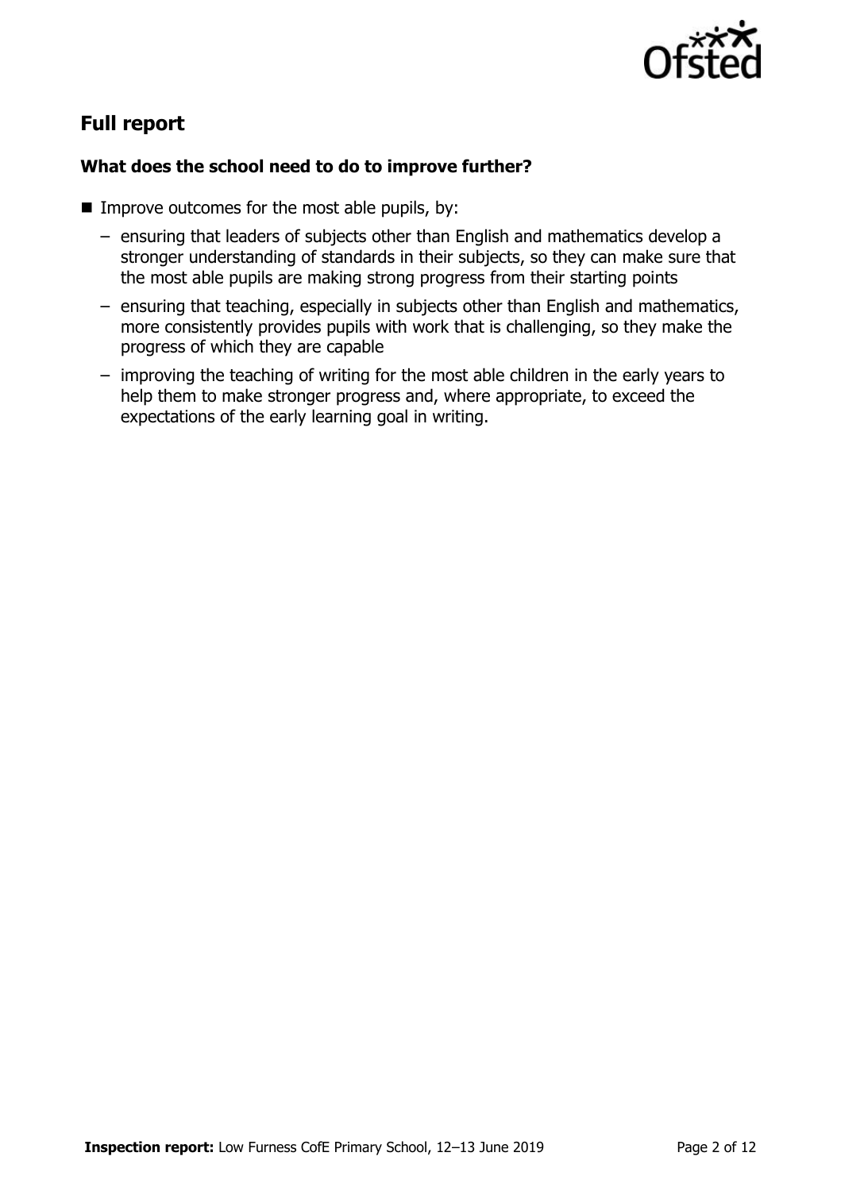## Full report

### What does the school need to do to improve further?

- Improve outcomes for the most able pupils, by:
  - ensuring that leaders of subjects other than English and mathematics develop a stronger understanding of standards in their subjects, so they can make sure that the most able pupils are making strong progress from their starting points
  - ensuring that teaching, especially in subjects other than English and mathematics, more consistently provides pupils with work that is challenging, so they make the progress of which they are capable
  - improving the teaching of writing for the most able children in the early years to help them to make stronger progress and, where appropriate, to exceed the expectations of the early learning goal in writing.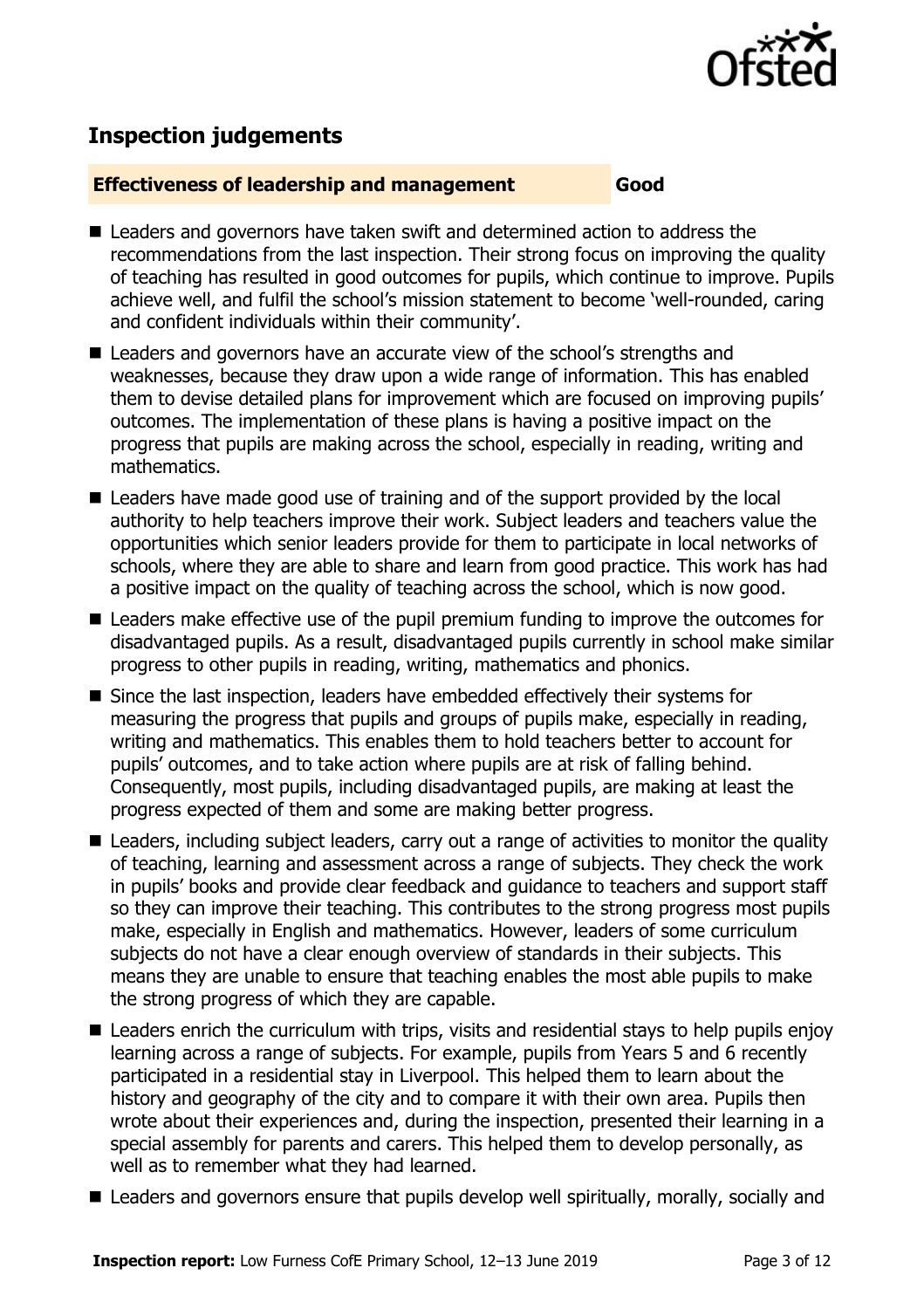## Inspection judgements

**Effectiveness of leadership and management** **Good**

- Leaders and governors have taken swift and determined action to address the recommendations from the last inspection. Their strong focus on improving the quality of teaching has resulted in good outcomes for pupils, which continue to improve. Pupils achieve well, and fulfil the school's mission statement to become 'well-rounded, caring and confident individuals within their community'.
- Leaders and governors have an accurate view of the school's strengths and weaknesses, because they draw upon a wide range of information. This has enabled them to devise detailed plans for improvement which are focused on improving pupils' outcomes. The implementation of these plans is having a positive impact on the progress that pupils are making across the school, especially in reading, writing and mathematics.
- Leaders have made good use of training and of the support provided by the local authority to help teachers improve their work. Subject leaders and teachers value the opportunities which senior leaders provide for them to participate in local networks of schools, where they are able to share and learn from good practice. This work has had a positive impact on the quality of teaching across the school, which is now good.
- Leaders make effective use of the pupil premium funding to improve the outcomes for disadvantaged pupils. As a result, disadvantaged pupils currently in school make similar progress to other pupils in reading, writing, mathematics and phonics.
- Since the last inspection, leaders have embedded effectively their systems for measuring the progress that pupils and groups of pupils make, especially in reading, writing and mathematics. This enables them to hold teachers better to account for pupils' outcomes, and to take action where pupils are at risk of falling behind. Consequently, most pupils, including disadvantaged pupils, are making at least the progress expected of them and some are making better progress.
- Leaders, including subject leaders, carry out a range of activities to monitor the quality of teaching, learning and assessment across a range of subjects. They check the work in pupils' books and provide clear feedback and guidance to teachers and support staff so they can improve their teaching. This contributes to the strong progress most pupils make, especially in English and mathematics. However, leaders of some curriculum subjects do not have a clear enough overview of standards in their subjects. This means they are unable to ensure that teaching enables the most able pupils to make the strong progress of which they are capable.
- Leaders enrich the curriculum with trips, visits and residential stays to help pupils enjoy learning across a range of subjects. For example, pupils from Years 5 and 6 recently participated in a residential stay in Liverpool. This helped them to learn about the history and geography of the city and to compare it with their own area. Pupils then wrote about their experiences and, during the inspection, presented their learning in a special assembly for parents and carers. This helped them to develop personally, as well as to remember what they had learned.
- Leaders and governors ensure that pupils develop well spiritually, morally, socially and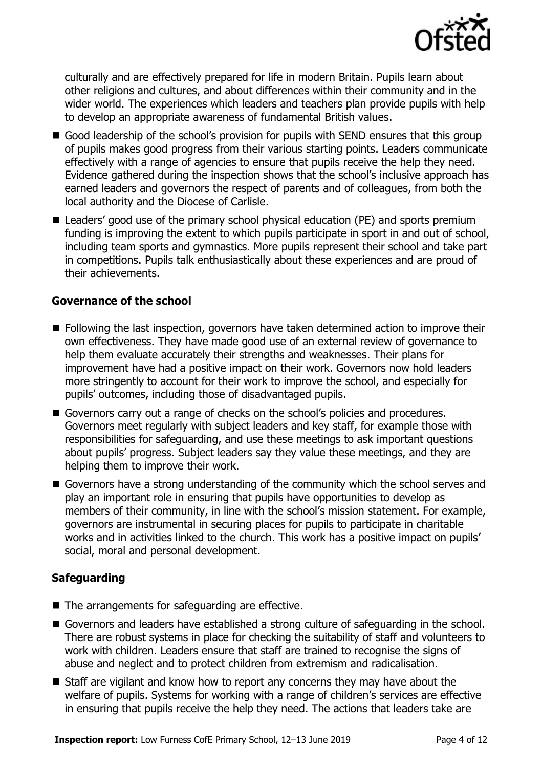culturally and are effectively prepared for life in modern Britain. Pupils learn about other religions and cultures, and about differences within their community and in the wider world. The experiences which leaders and teachers plan provide pupils with help to develop an appropriate awareness of fundamental British values.

- Good leadership of the school's provision for pupils with SEND ensures that this group of pupils makes good progress from their various starting points. Leaders communicate effectively with a range of agencies to ensure that pupils receive the help they need. Evidence gathered during the inspection shows that the school's inclusive approach has earned leaders and governors the respect of parents and of colleagues, from both the local authority and the Diocese of Carlisle.
- Leaders' good use of the primary school physical education (PE) and sports premium funding is improving the extent to which pupils participate in sport in and out of school, including team sports and gymnastics. More pupils represent their school and take part in competitions. Pupils talk enthusiastically about these experiences and are proud of their achievements.

### Governance of the school

- Following the last inspection, governors have taken determined action to improve their own effectiveness. They have made good use of an external review of governance to help them evaluate accurately their strengths and weaknesses. Their plans for improvement have had a positive impact on their work. Governors now hold leaders more stringently to account for their work to improve the school, and especially for pupils' outcomes, including those of disadvantaged pupils.
- Governors carry out a range of checks on the school's policies and procedures. Governors meet regularly with subject leaders and key staff, for example those with responsibilities for safeguarding, and use these meetings to ask important questions about pupils' progress. Subject leaders say they value these meetings, and they are helping them to improve their work.
- Governors have a strong understanding of the community which the school serves and play an important role in ensuring that pupils have opportunities to develop as members of their community, in line with the school's mission statement. For example, governors are instrumental in securing places for pupils to participate in charitable works and in activities linked to the church. This work has a positive impact on pupils' social, moral and personal development.

### Safeguarding

- The arrangements for safeguarding are effective.
- Governors and leaders have established a strong culture of safeguarding in the school. There are robust systems in place for checking the suitability of staff and volunteers to work with children. Leaders ensure that staff are trained to recognise the signs of abuse and neglect and to protect children from extremism and radicalisation.
- Staff are vigilant and know how to report any concerns they may have about the welfare of pupils. Systems for working with a range of children's services are effective in ensuring that pupils receive the help they need. The actions that leaders take are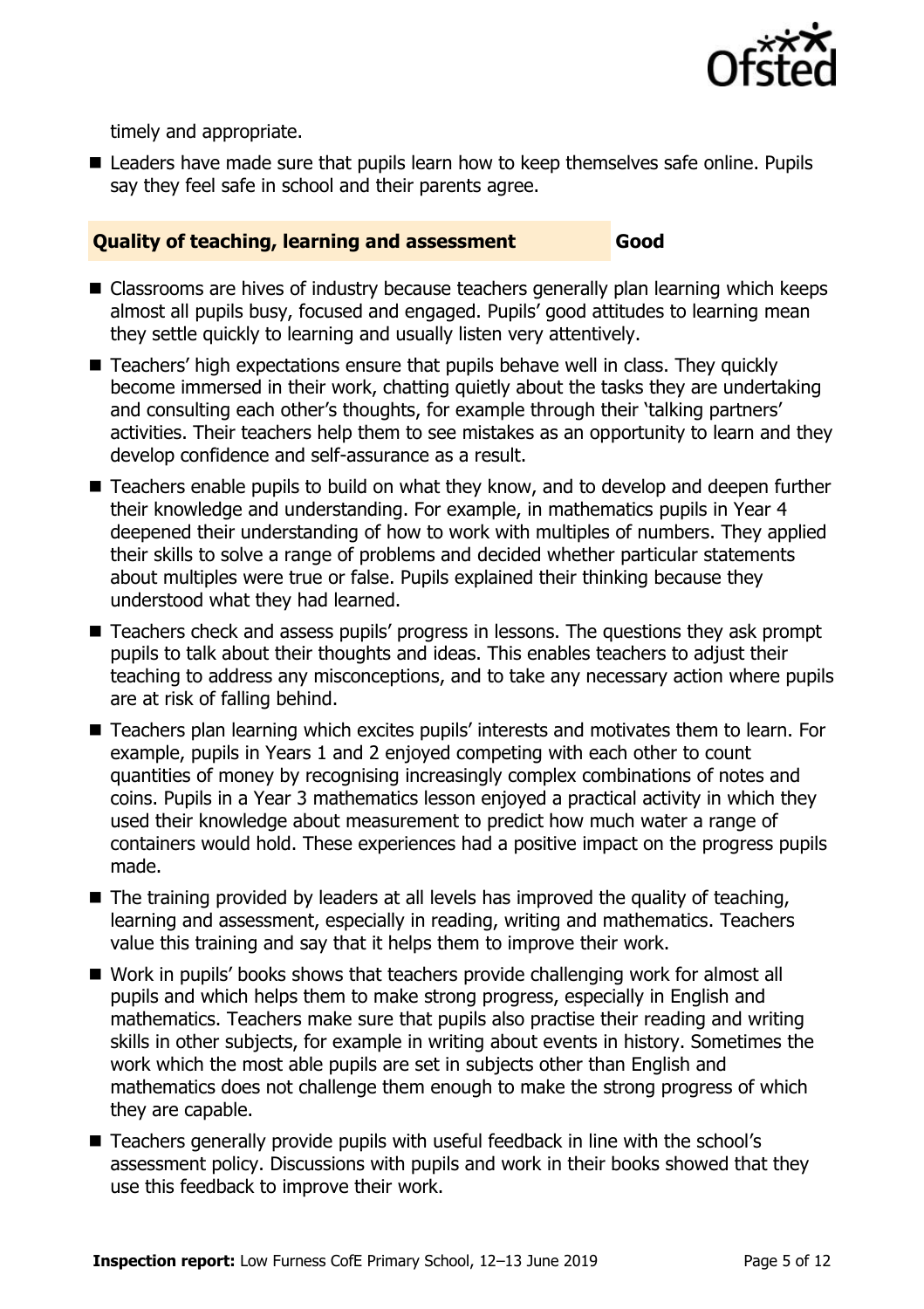timely and appropriate.

- Leaders have made sure that pupils learn how to keep themselves safe online. Pupils say they feel safe in school and their parents agree.

## Quality of teaching, learning and assessment — Good

- Classrooms are hives of industry because teachers generally plan learning which keeps almost all pupils busy, focused and engaged. Pupils' good attitudes to learning mean they settle quickly to learning and usually listen very attentively.
- Teachers' high expectations ensure that pupils behave well in class. They quickly become immersed in their work, chatting quietly about the tasks they are undertaking and consulting each other's thoughts, for example through their 'talking partners' activities. Their teachers help them to see mistakes as an opportunity to learn and they develop confidence and self-assurance as a result.
- Teachers enable pupils to build on what they know, and to develop and deepen further their knowledge and understanding. For example, in mathematics pupils in Year 4 deepened their understanding of how to work with multiples of numbers. They applied their skills to solve a range of problems and decided whether particular statements about multiples were true or false. Pupils explained their thinking because they understood what they had learned.
- Teachers check and assess pupils' progress in lessons. The questions they ask prompt pupils to talk about their thoughts and ideas. This enables teachers to adjust their teaching to address any misconceptions, and to take any necessary action where pupils are at risk of falling behind.
- Teachers plan learning which excites pupils' interests and motivates them to learn. For example, pupils in Years 1 and 2 enjoyed competing with each other to count quantities of money by recognising increasingly complex combinations of notes and coins. Pupils in a Year 3 mathematics lesson enjoyed a practical activity in which they used their knowledge about measurement to predict how much water a range of containers would hold. These experiences had a positive impact on the progress pupils made.
- The training provided by leaders at all levels has improved the quality of teaching, learning and assessment, especially in reading, writing and mathematics. Teachers value this training and say that it helps them to improve their work.
- Work in pupils' books shows that teachers provide challenging work for almost all pupils and which helps them to make strong progress, especially in English and mathematics. Teachers make sure that pupils also practise their reading and writing skills in other subjects, for example in writing about events in history. Sometimes the work which the most able pupils are set in subjects other than English and mathematics does not challenge them enough to make the strong progress of which they are capable.
- Teachers generally provide pupils with useful feedback in line with the school's assessment policy. Discussions with pupils and work in their books showed that they use this feedback to improve their work.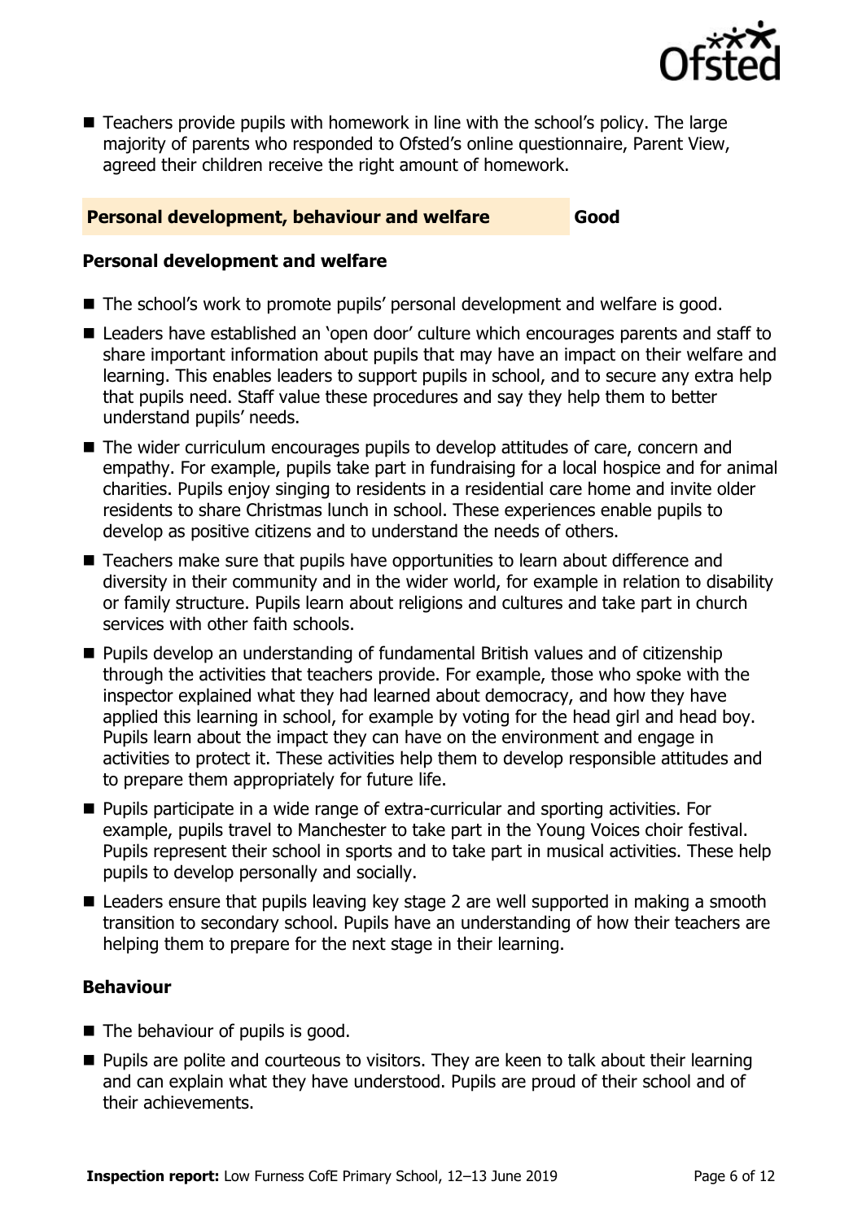- Teachers provide pupils with homework in line with the school's policy. The large majority of parents who responded to Ofsted's online questionnaire, Parent View, agreed their children receive the right amount of homework.

## Personal development, behaviour and welfare — Good

### Personal development and welfare

- The school's work to promote pupils' personal development and welfare is good.
- Leaders have established an 'open door' culture which encourages parents and staff to share important information about pupils that may have an impact on their welfare and learning. This enables leaders to support pupils in school, and to secure any extra help that pupils need. Staff value these procedures and say they help them to better understand pupils' needs.
- The wider curriculum encourages pupils to develop attitudes of care, concern and empathy. For example, pupils take part in fundraising for a local hospice and for animal charities. Pupils enjoy singing to residents in a residential care home and invite older residents to share Christmas lunch in school. These experiences enable pupils to develop as positive citizens and to understand the needs of others.
- Teachers make sure that pupils have opportunities to learn about difference and diversity in their community and in the wider world, for example in relation to disability or family structure. Pupils learn about religions and cultures and take part in church services with other faith schools.
- Pupils develop an understanding of fundamental British values and of citizenship through the activities that teachers provide. For example, those who spoke with the inspector explained what they had learned about democracy, and how they have applied this learning in school, for example by voting for the head girl and head boy. Pupils learn about the impact they can have on the environment and engage in activities to protect it. These activities help them to develop responsible attitudes and to prepare them appropriately for future life.
- Pupils participate in a wide range of extra-curricular and sporting activities. For example, pupils travel to Manchester to take part in the Young Voices choir festival. Pupils represent their school in sports and to take part in musical activities. These help pupils to develop personally and socially.
- Leaders ensure that pupils leaving key stage 2 are well supported in making a smooth transition to secondary school. Pupils have an understanding of how their teachers are helping them to prepare for the next stage in their learning.

### Behaviour

- The behaviour of pupils is good.
- Pupils are polite and courteous to visitors. They are keen to talk about their learning and can explain what they have understood. Pupils are proud of their school and of their achievements.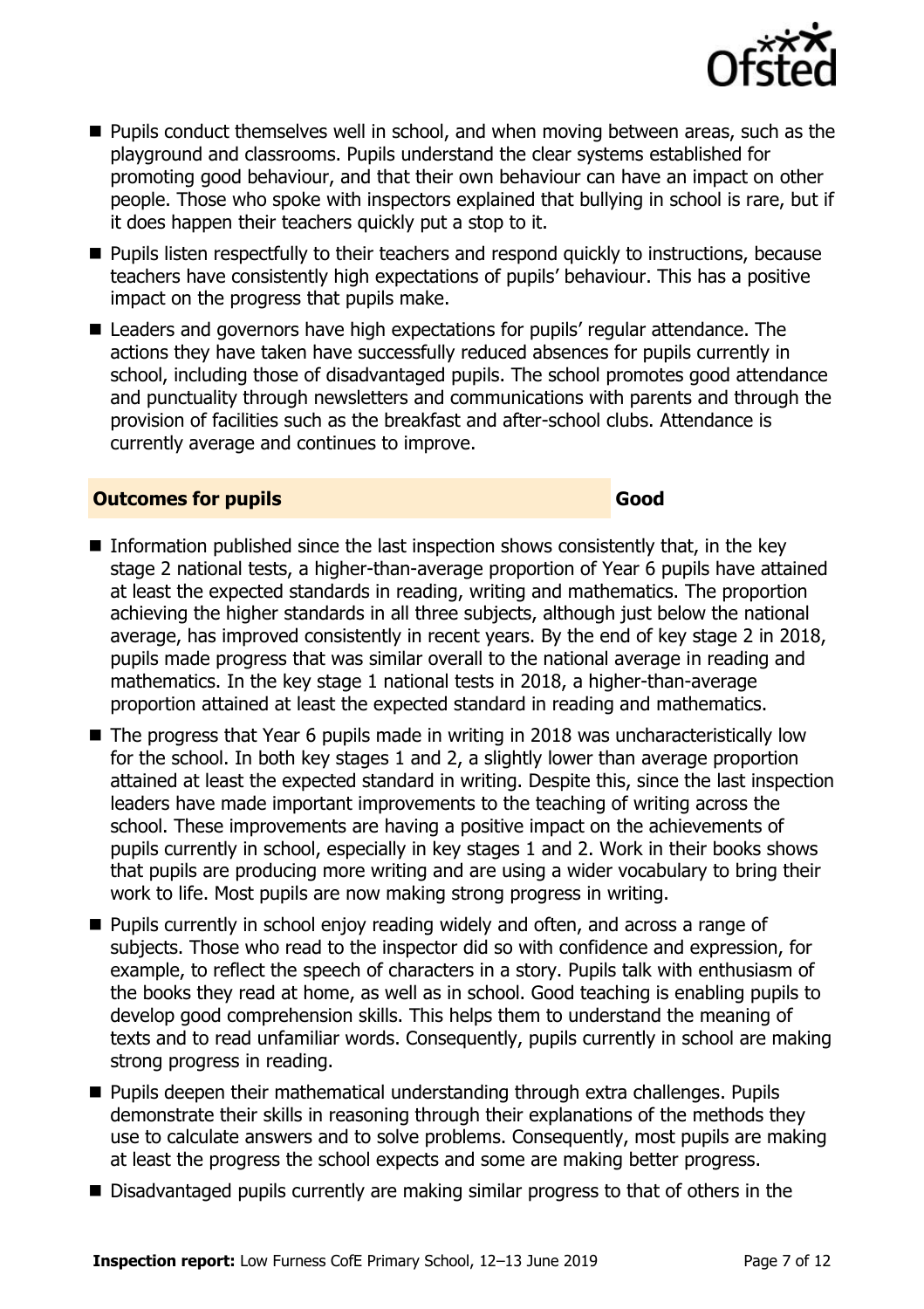- Pupils conduct themselves well in school, and when moving between areas, such as the playground and classrooms. Pupils understand the clear systems established for promoting good behaviour, and that their own behaviour can have an impact on other people. Those who spoke with inspectors explained that bullying in school is rare, but if it does happen their teachers quickly put a stop to it.
- Pupils listen respectfully to their teachers and respond quickly to instructions, because teachers have consistently high expectations of pupils' behaviour. This has a positive impact on the progress that pupils make.
- Leaders and governors have high expectations for pupils' regular attendance. The actions they have taken have successfully reduced absences for pupils currently in school, including those of disadvantaged pupils. The school promotes good attendance and punctuality through newsletters and communications with parents and through the provision of facilities such as the breakfast and after-school clubs. Attendance is currently average and continues to improve.

## Outcomes for pupils — Good

- Information published since the last inspection shows consistently that, in the key stage 2 national tests, a higher-than-average proportion of Year 6 pupils have attained at least the expected standards in reading, writing and mathematics. The proportion achieving the higher standards in all three subjects, although just below the national average, has improved consistently in recent years. By the end of key stage 2 in 2018, pupils made progress that was similar overall to the national average in reading and mathematics. In the key stage 1 national tests in 2018, a higher-than-average proportion attained at least the expected standard in reading and mathematics.
- The progress that Year 6 pupils made in writing in 2018 was uncharacteristically low for the school. In both key stages 1 and 2, a slightly lower than average proportion attained at least the expected standard in writing. Despite this, since the last inspection leaders have made important improvements to the teaching of writing across the school. These improvements are having a positive impact on the achievements of pupils currently in school, especially in key stages 1 and 2. Work in their books shows that pupils are producing more writing and are using a wider vocabulary to bring their work to life. Most pupils are now making strong progress in writing.
- Pupils currently in school enjoy reading widely and often, and across a range of subjects. Those who read to the inspector did so with confidence and expression, for example, to reflect the speech of characters in a story. Pupils talk with enthusiasm of the books they read at home, as well as in school. Good teaching is enabling pupils to develop good comprehension skills. This helps them to understand the meaning of texts and to read unfamiliar words. Consequently, pupils currently in school are making strong progress in reading.
- Pupils deepen their mathematical understanding through extra challenges. Pupils demonstrate their skills in reasoning through their explanations of the methods they use to calculate answers and to solve problems. Consequently, most pupils are making at least the progress the school expects and some are making better progress.
- Disadvantaged pupils currently are making similar progress to that of others in the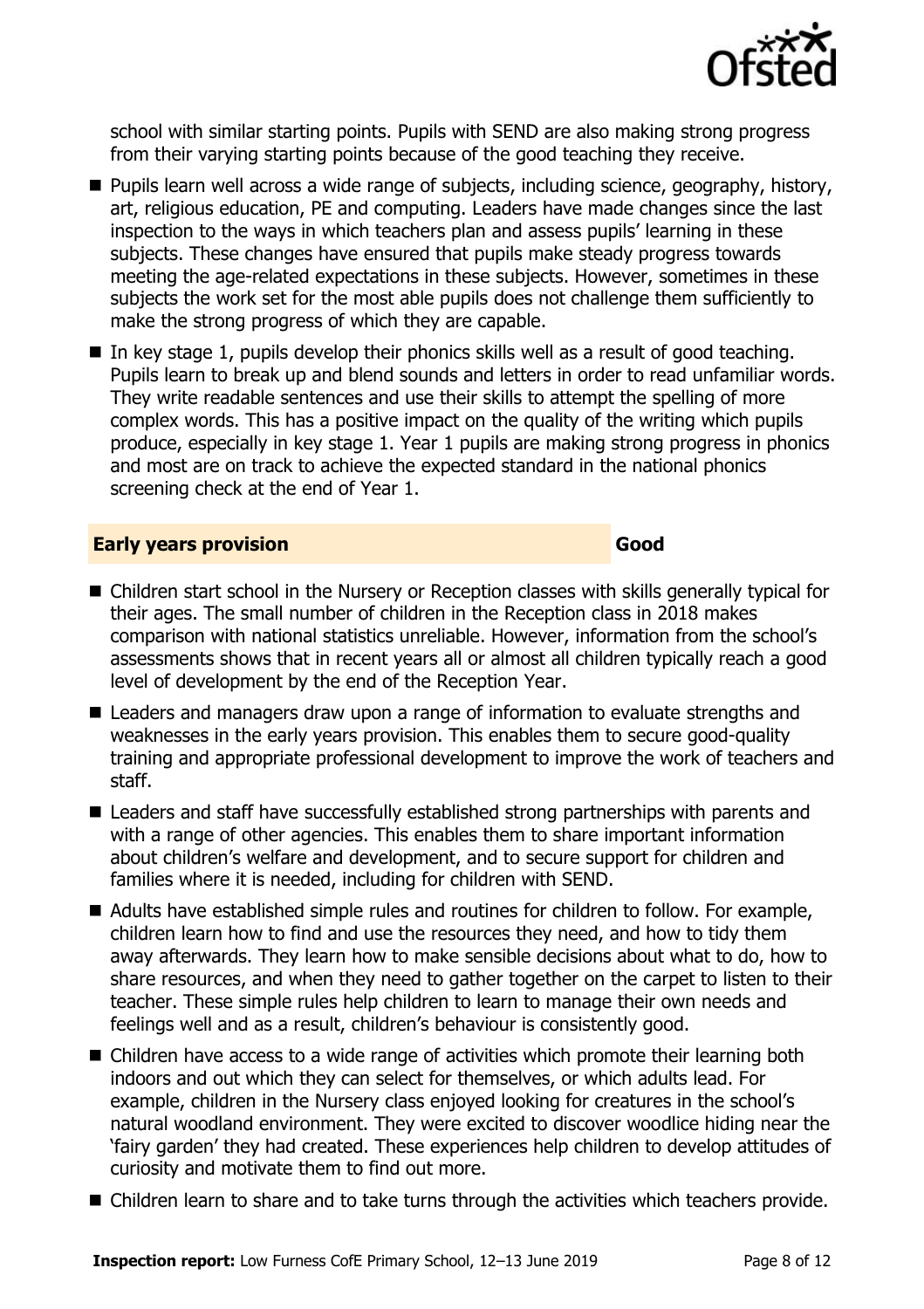school with similar starting points. Pupils with SEND are also making strong progress from their varying starting points because of the good teaching they receive.

- Pupils learn well across a wide range of subjects, including science, geography, history, art, religious education, PE and computing. Leaders have made changes since the last inspection to the ways in which teachers plan and assess pupils' learning in these subjects. These changes have ensured that pupils make steady progress towards meeting the age-related expectations in these subjects. However, sometimes in these subjects the work set for the most able pupils does not challenge them sufficiently to make the strong progress of which they are capable.
- In key stage 1, pupils develop their phonics skills well as a result of good teaching. Pupils learn to break up and blend sounds and letters in order to read unfamiliar words. They write readable sentences and use their skills to attempt the spelling of more complex words. This has a positive impact on the quality of the writing which pupils produce, especially in key stage 1. Year 1 pupils are making strong progress in phonics and most are on track to achieve the expected standard in the national phonics screening check at the end of Year 1.

## Early years provision — Good

- Children start school in the Nursery or Reception classes with skills generally typical for their ages. The small number of children in the Reception class in 2018 makes comparison with national statistics unreliable. However, information from the school's assessments shows that in recent years all or almost all children typically reach a good level of development by the end of the Reception Year.
- Leaders and managers draw upon a range of information to evaluate strengths and weaknesses in the early years provision. This enables them to secure good-quality training and appropriate professional development to improve the work of teachers and staff.
- Leaders and staff have successfully established strong partnerships with parents and with a range of other agencies. This enables them to share important information about children's welfare and development, and to secure support for children and families where it is needed, including for children with SEND.
- Adults have established simple rules and routines for children to follow. For example, children learn how to find and use the resources they need, and how to tidy them away afterwards. They learn how to make sensible decisions about what to do, how to share resources, and when they need to gather together on the carpet to listen to their teacher. These simple rules help children to learn to manage their own needs and feelings well and as a result, children's behaviour is consistently good.
- Children have access to a wide range of activities which promote their learning both indoors and out which they can select for themselves, or which adults lead. For example, children in the Nursery class enjoyed looking for creatures in the school's natural woodland environment. They were excited to discover woodlice hiding near the 'fairy garden' they had created. These experiences help children to develop attitudes of curiosity and motivate them to find out more.
- Children learn to share and to take turns through the activities which teachers provide.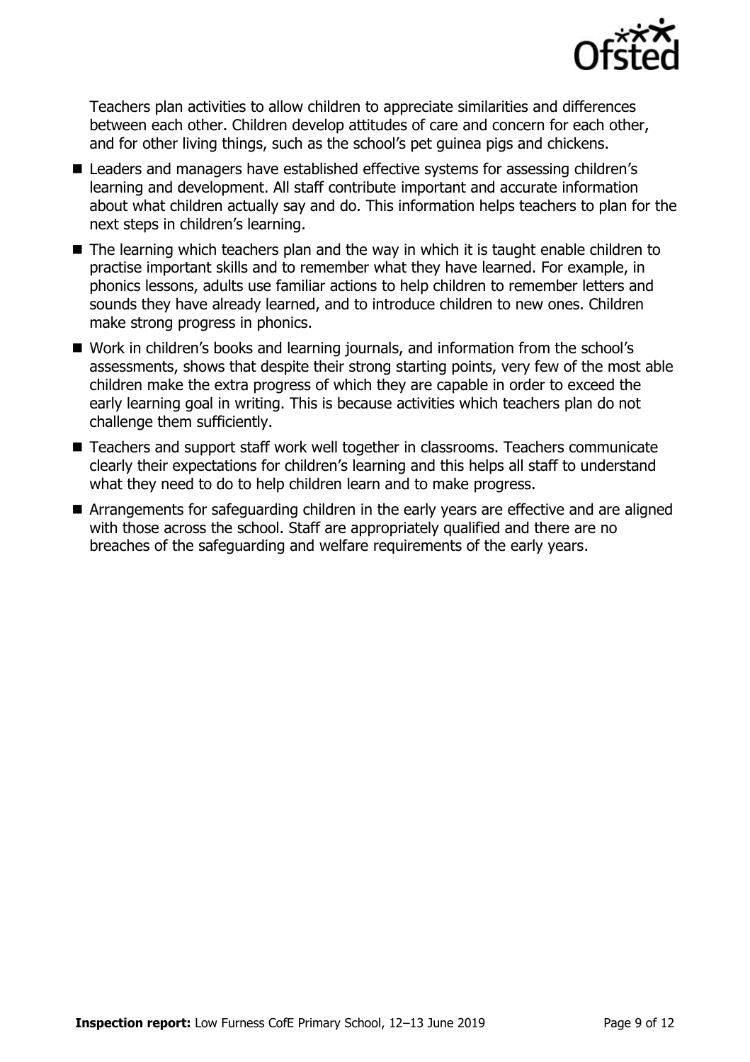Teachers plan activities to allow children to appreciate similarities and differences between each other. Children develop attitudes of care and concern for each other, and for other living things, such as the school's pet guinea pigs and chickens.

- Leaders and managers have established effective systems for assessing children's learning and development. All staff contribute important and accurate information about what children actually say and do. This information helps teachers to plan for the next steps in children's learning.
- The learning which teachers plan and the way in which it is taught enable children to practise important skills and to remember what they have learned. For example, in phonics lessons, adults use familiar actions to help children to remember letters and sounds they have already learned, and to introduce children to new ones. Children make strong progress in phonics.
- Work in children's books and learning journals, and information from the school's assessments, shows that despite their strong starting points, very few of the most able children make the extra progress of which they are capable in order to exceed the early learning goal in writing. This is because activities which teachers plan do not challenge them sufficiently.
- Teachers and support staff work well together in classrooms. Teachers communicate clearly their expectations for children's learning and this helps all staff to understand what they need to do to help children learn and to make progress.
- Arrangements for safeguarding children in the early years are effective and are aligned with those across the school. Staff are appropriately qualified and there are no breaches of the safeguarding and welfare requirements of the early years.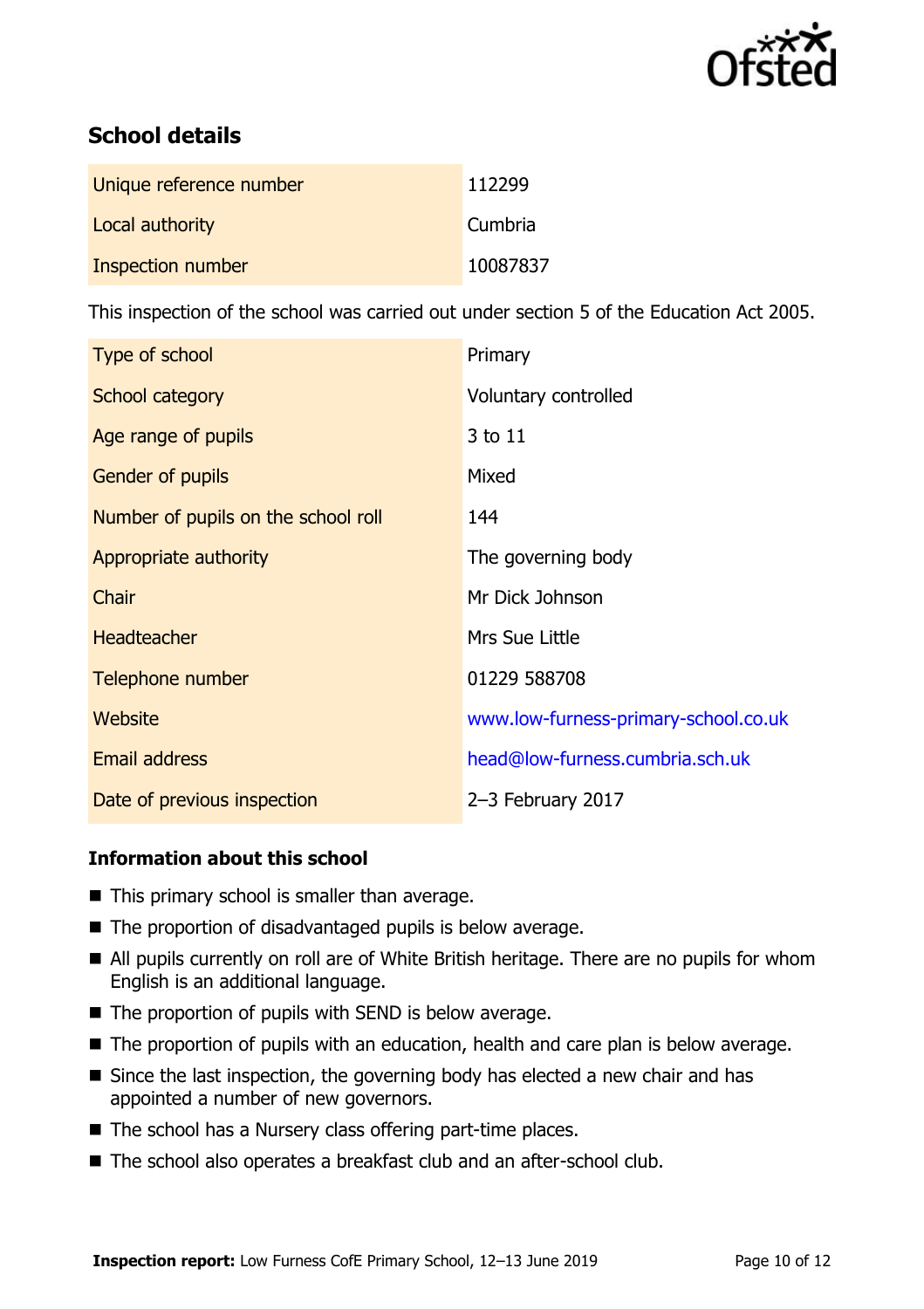## School details

| | |
|---|---|
| Unique reference number | 112299 |
| Local authority | Cumbria |
| Inspection number | 10087837 |

This inspection of the school was carried out under section 5 of the Education Act 2005.

| | |
|---|---|
| Type of school | Primary |
| School category | Voluntary controlled |
| Age range of pupils | 3 to 11 |
| Gender of pupils | Mixed |
| Number of pupils on the school roll | 144 |
| Appropriate authority | The governing body |
| Chair | Mr Dick Johnson |
| Headteacher | Mrs Sue Little |
| Telephone number | 01229 588708 |
| Website | www.low-furness-primary-school.co.uk |
| Email address | head@low-furness.cumbria.sch.uk |
| Date of previous inspection | 2–3 February 2017 |

### Information about this school

- This primary school is smaller than average.
- The proportion of disadvantaged pupils is below average.
- All pupils currently on roll are of White British heritage. There are no pupils for whom English is an additional language.
- The proportion of pupils with SEND is below average.
- The proportion of pupils with an education, health and care plan is below average.
- Since the last inspection, the governing body has elected a new chair and has appointed a number of new governors.
- The school has a Nursery class offering part-time places.
- The school also operates a breakfast club and an after-school club.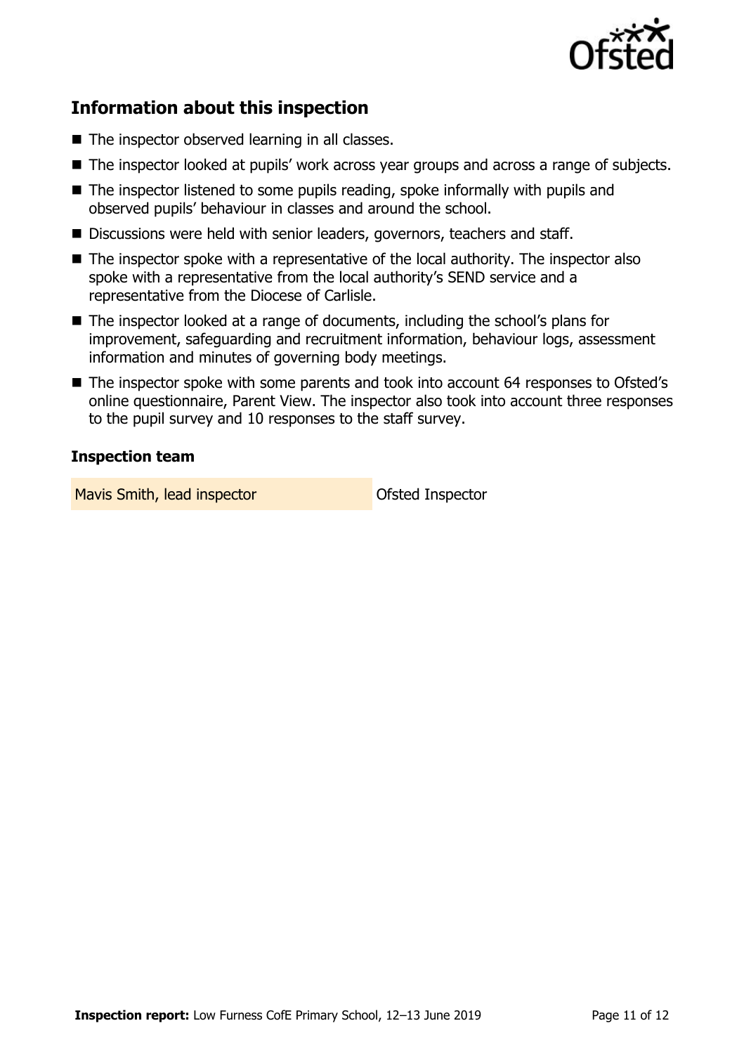## Information about this inspection

- The inspector observed learning in all classes.
- The inspector looked at pupils' work across year groups and across a range of subjects.
- The inspector listened to some pupils reading, spoke informally with pupils and observed pupils' behaviour in classes and around the school.
- Discussions were held with senior leaders, governors, teachers and staff.
- The inspector spoke with a representative of the local authority. The inspector also spoke with a representative from the local authority's SEND service and a representative from the Diocese of Carlisle.
- The inspector looked at a range of documents, including the school's plans for improvement, safeguarding and recruitment information, behaviour logs, assessment information and minutes of governing body meetings.
- The inspector spoke with some parents and took into account 64 responses to Ofsted's online questionnaire, Parent View. The inspector also took into account three responses to the pupil survey and 10 responses to the staff survey.

### Inspection team

| | |
|---|---|
| Mavis Smith, lead inspector | Ofsted Inspector |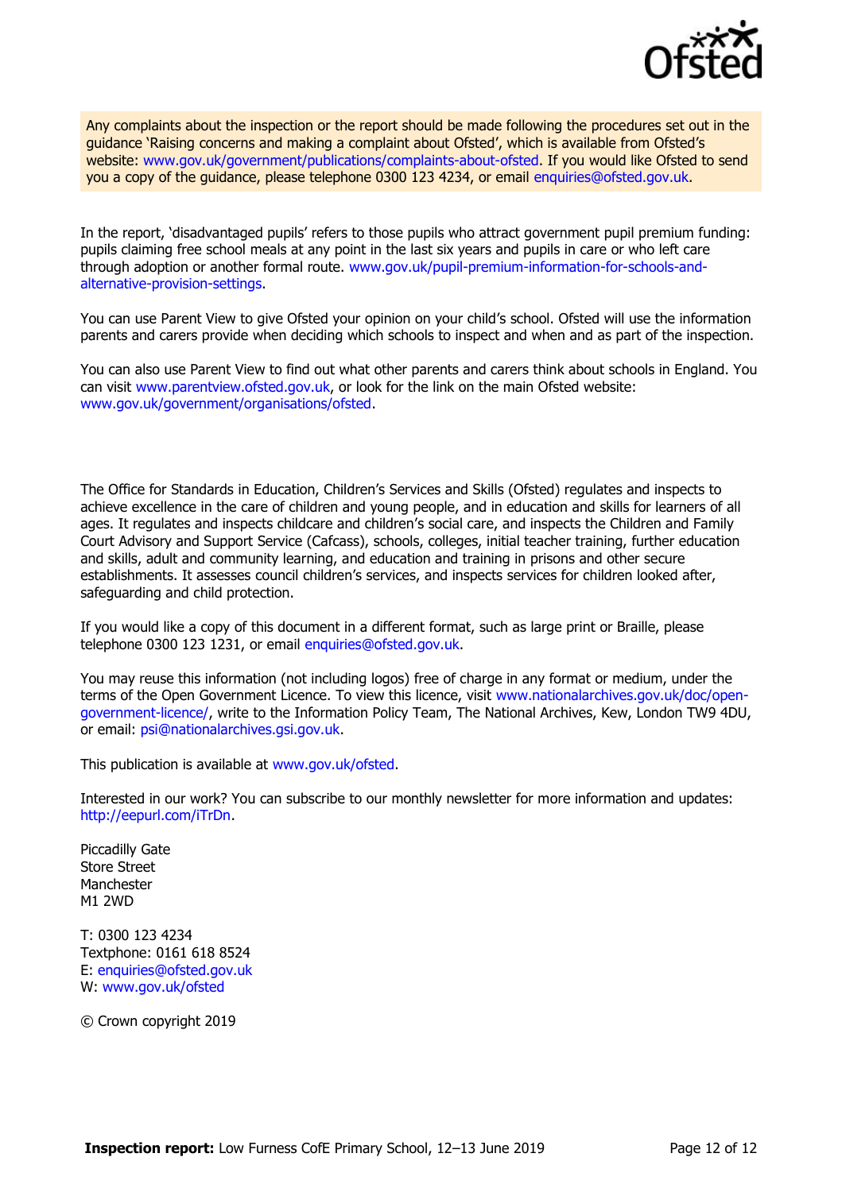Any complaints about the inspection or the report should be made following the procedures set out in the guidance 'Raising concerns and making a complaint about Ofsted', which is available from Ofsted's website: www.gov.uk/government/publications/complaints-about-ofsted. If you would like Ofsted to send you a copy of the guidance, please telephone 0300 123 4234, or email enquiries@ofsted.gov.uk.

In the report, 'disadvantaged pupils' refers to those pupils who attract government pupil premium funding: pupils claiming free school meals at any point in the last six years and pupils in care or who left care through adoption or another formal route. www.gov.uk/pupil-premium-information-for-schools-and-alternative-provision-settings.

You can use Parent View to give Ofsted your opinion on your child's school. Ofsted will use the information parents and carers provide when deciding which schools to inspect and when and as part of the inspection.

You can also use Parent View to find out what other parents and carers think about schools in England. You can visit www.parentview.ofsted.gov.uk, or look for the link on the main Ofsted website: www.gov.uk/government/organisations/ofsted.

The Office for Standards in Education, Children's Services and Skills (Ofsted) regulates and inspects to achieve excellence in the care of children and young people, and in education and skills for learners of all ages. It regulates and inspects childcare and children's social care, and inspects the Children and Family Court Advisory and Support Service (Cafcass), schools, colleges, initial teacher training, further education and skills, adult and community learning, and education and training in prisons and other secure establishments. It assesses council children's services, and inspects services for children looked after, safeguarding and child protection.

If you would like a copy of this document in a different format, such as large print or Braille, please telephone 0300 123 1231, or email enquiries@ofsted.gov.uk.

You may reuse this information (not including logos) free of charge in any format or medium, under the terms of the Open Government Licence. To view this licence, visit www.nationalarchives.gov.uk/doc/open-government-licence/, write to the Information Policy Team, The National Archives, Kew, London TW9 4DU, or email: psi@nationalarchives.gsi.gov.uk.

This publication is available at www.gov.uk/ofsted.

Interested in our work? You can subscribe to our monthly newsletter for more information and updates: http://eepurl.com/iTrDn.

Piccadilly Gate  
Store Street  
Manchester  
M1 2WD

T: 0300 123 4234  
Textphone: 0161 618 8524  
E: enquiries@ofsted.gov.uk  
W: www.gov.uk/ofsted

© Crown copyright 2019